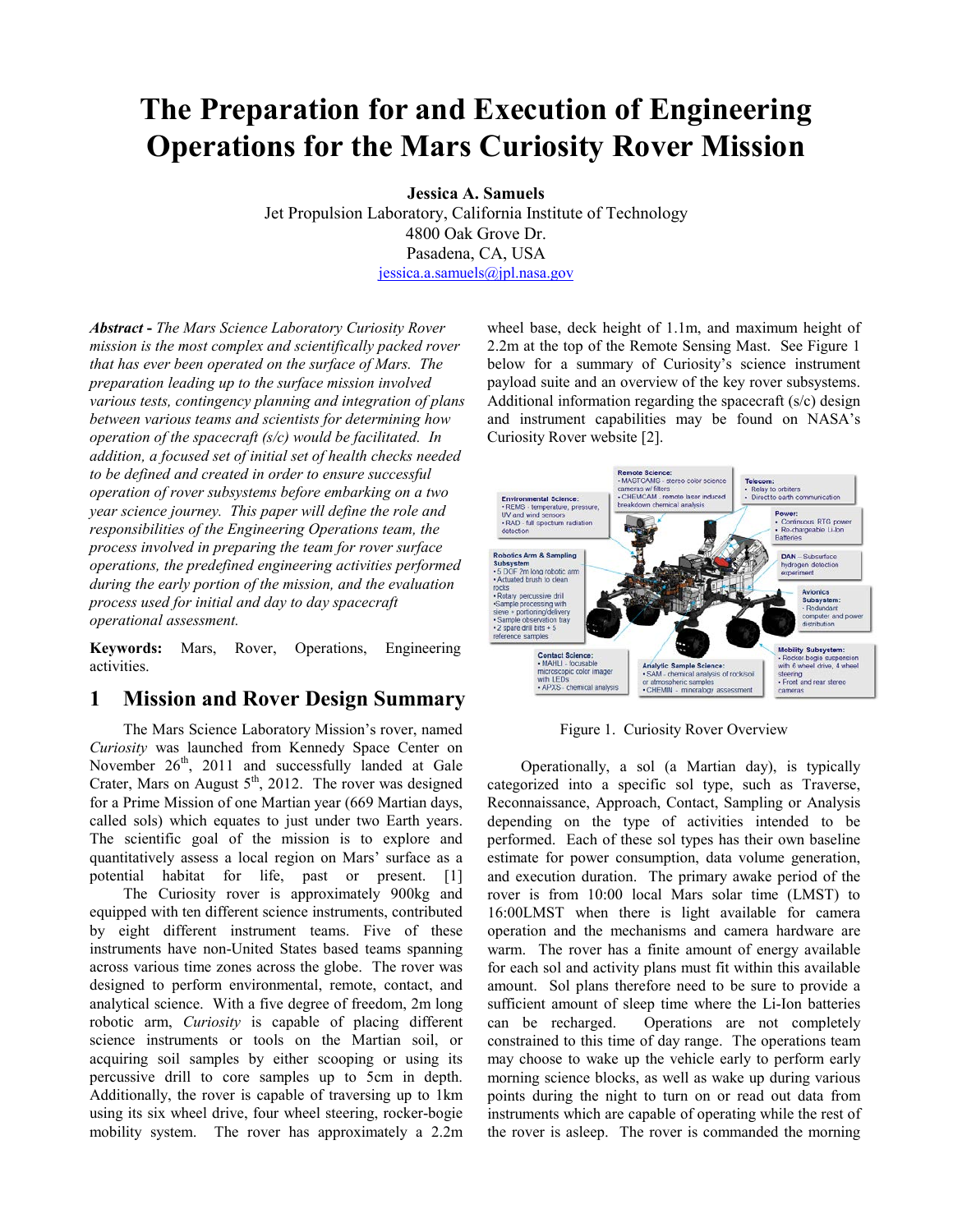# The Preparation for and Execution of Engineering Operations for the Mars Curiosity Rover Mission

**Jessica A. Samuels**
Jet Propulsion Laboratory, California Institute of Technology
4800 Oak Grove Dr.
Pasadena, CA, USA
jessica.a.samuels@jpl.nasa.gov

***Abstract -*** *The Mars Science Laboratory Curiosity Rover mission is the most complex and scientifically packed rover that has ever been operated on the surface of Mars. The preparation leading up to the surface mission involved various tests, contingency planning and integration of plans between various teams and scientists for determining how operation of the spacecraft (s/c) would be facilitated. In addition, a focused set of initial set of health checks needed to be defined and created in order to ensure successful operation of rover subsystems before embarking on a two year science journey. This paper will define the role and responsibilities of the Engineering Operations team, the process involved in preparing the team for rover surface operations, the predefined engineering activities performed during the early portion of the mission, and the evaluation process used for initial and day to day spacecraft operational assessment.*

**Keywords:** Mars, Rover, Operations, Engineering activities.

## 1 Mission and Rover Design Summary

The Mars Science Laboratory Mission's rover, named *Curiosity* was launched from Kennedy Space Center on November 26th, 2011 and successfully landed at Gale Crater, Mars on August 5th, 2012. The rover was designed for a Prime Mission of one Martian year (669 Martian days, called sols) which equates to just under two Earth years. The scientific goal of the mission is to explore and quantitatively assess a local region on Mars' surface as a potential habitat for life, past or present. [1]

The Curiosity rover is approximately 900kg and equipped with ten different science instruments, contributed by eight different instrument teams. Five of these instruments have non-United States based teams spanning across various time zones across the globe. The rover was designed to perform environmental, remote, contact, and analytical science. With a five degree of freedom, 2m long robotic arm, *Curiosity* is capable of placing different science instruments or tools on the Martian soil, or acquiring soil samples by either scooping or using its percussive drill to core samples up to 5cm in depth. Additionally, the rover is capable of traversing up to 1km using its six wheel drive, four wheel steering, rocker-bogie mobility system. The rover has approximately a 2.2m wheel base, deck height of 1.1m, and maximum height of 2.2m at the top of the Remote Sensing Mast. See Figure 1 below for a summary of Curiosity's science instrument payload suite and an overview of the key rover subsystems. Additional information regarding the spacecraft (s/c) design and instrument capabilities may be found on NASA's Curiosity Rover website [2].

Figure 1. Curiosity Rover Overview

Operationally, a sol (a Martian day), is typically categorized into a specific sol type, such as Traverse, Reconnaissance, Approach, Contact, Sampling or Analysis depending on the type of activities intended to be performed. Each of these sol types has their own baseline estimate for power consumption, data volume generation, and execution duration. The primary awake period of the rover is from 10:00 local Mars solar time (LMST) to 16:00LMST when there is light available for camera operation and the mechanisms and camera hardware are warm. The rover has a finite amount of energy available for each sol and activity plans must fit within this available amount. Sol plans therefore need to be sure to provide a sufficient amount of sleep time where the Li-Ion batteries can be recharged. Operations are not completely constrained to this time of day range. The operations team may choose to wake up the vehicle early to perform early morning science blocks, as well as wake up during various points during the night to turn on or read out data from instruments which are capable of operating while the rest of the rover is asleep. The rover is commanded the morning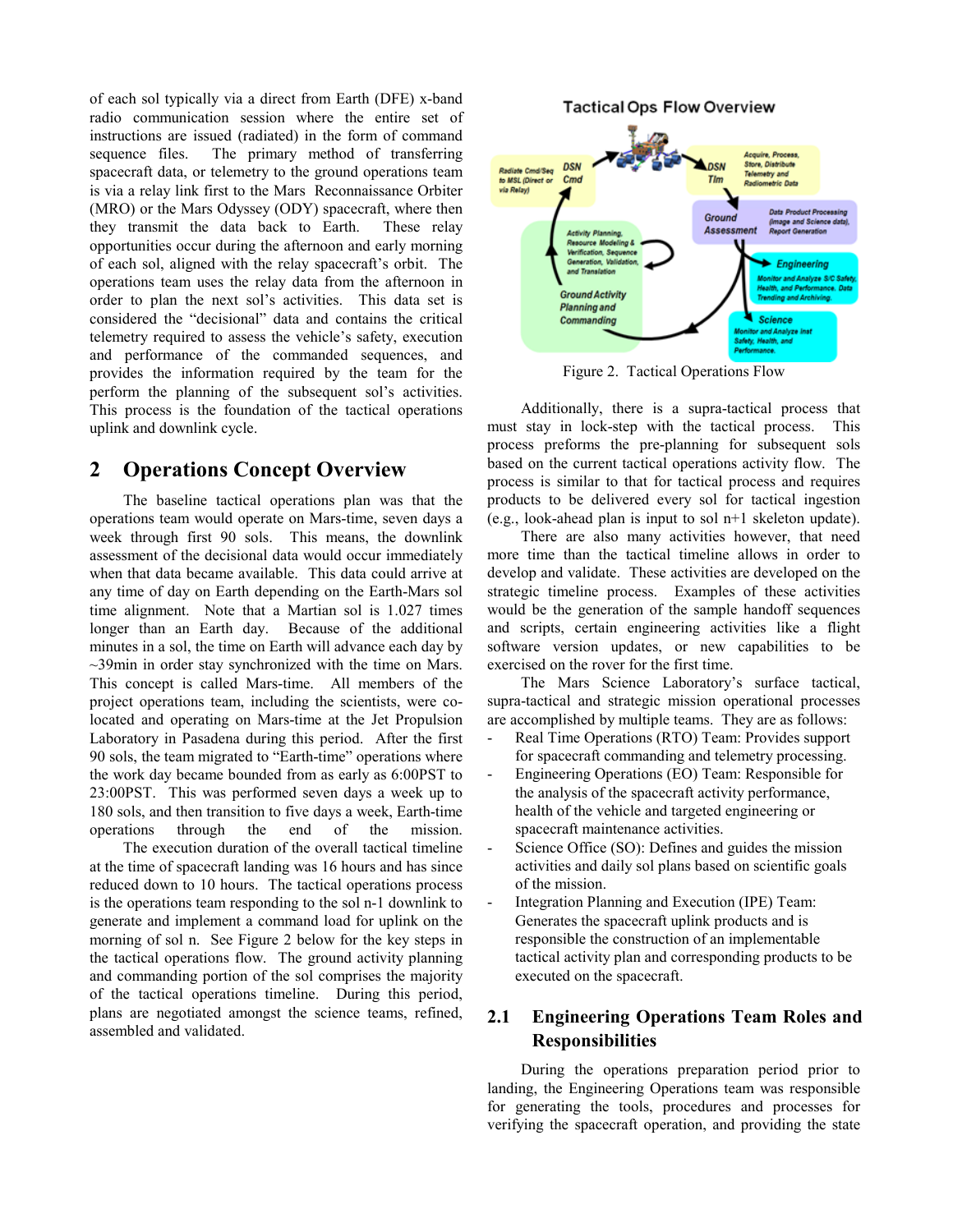of each sol typically via a direct from Earth (DFE) x-band radio communication session where the entire set of instructions are issued (radiated) in the form of command sequence files. The primary method of transferring spacecraft data, or telemetry to the ground operations team is via a relay link first to the Mars Reconnaissance Orbiter (MRO) or the Mars Odyssey (ODY) spacecraft, where then they transmit the data back to Earth. These relay opportunities occur during the afternoon and early morning of each sol, aligned with the relay spacecraft's orbit. The operations team uses the relay data from the afternoon in order to plan the next sol's activities. This data set is considered the "decisional" data and contains the critical telemetry required to assess the vehicle's safety, execution and performance of the commanded sequences, and provides the information required by the team for the perform the planning of the subsequent sol's activities. This process is the foundation of the tactical operations uplink and downlink cycle.

## 2 Operations Concept Overview

The baseline tactical operations plan was that the operations team would operate on Mars-time, seven days a week through first 90 sols. This means, the downlink assessment of the decisional data would occur immediately when that data became available. This data could arrive at any time of day on Earth depending on the Earth-Mars sol time alignment. Note that a Martian sol is 1.027 times longer than an Earth day. Because of the additional minutes in a sol, the time on Earth will advance each day by ~39min in order stay synchronized with the time on Mars. This concept is called Mars-time. All members of the project operations team, including the scientists, were co-located and operating on Mars-time at the Jet Propulsion Laboratory in Pasadena during this period. After the first 90 sols, the team migrated to "Earth-time" operations where the work day became bounded from as early as 6:00PST to 23:00PST. This was performed seven days a week up to 180 sols, and then transition to five days a week, Earth-time operations through the end of the mission.

The execution duration of the overall tactical timeline at the time of spacecraft landing was 16 hours and has since reduced down to 10 hours. The tactical operations process is the operations team responding to the sol n-1 downlink to generate and implement a command load for uplink on the morning of sol n. See Figure 2 below for the key steps in the tactical operations flow. The ground activity planning and commanding portion of the sol comprises the majority of the tactical operations timeline. During this period, plans are negotiated amongst the science teams, refined, assembled and validated.

Figure 2. Tactical Operations Flow

Additionally, there is a supra-tactical process that must stay in lock-step with the tactical process. This process preforms the pre-planning for subsequent sols based on the current tactical operations activity flow. The process is similar to that for tactical process and requires products to be delivered every sol for tactical ingestion (e.g., look-ahead plan is input to sol n+1 skeleton update).

There are also many activities however, that need more time than the tactical timeline allows in order to develop and validate. These activities are developed on the strategic timeline process. Examples of these activities would be the generation of the sample handoff sequences and scripts, certain engineering activities like a flight software version updates, or new capabilities to be exercised on the rover for the first time.

The Mars Science Laboratory's surface tactical, supra-tactical and strategic mission operational processes are accomplished by multiple teams. They are as follows:

- Real Time Operations (RTO) Team: Provides support for spacecraft commanding and telemetry processing.
- Engineering Operations (EO) Team: Responsible for the analysis of the spacecraft activity performance, health of the vehicle and targeted engineering or spacecraft maintenance activities.
- Science Office (SO): Defines and guides the mission activities and daily sol plans based on scientific goals of the mission.
- Integration Planning and Execution (IPE) Team: Generates the spacecraft uplink products and is responsible the construction of an implementable tactical activity plan and corresponding products to be executed on the spacecraft.

### 2.1 Engineering Operations Team Roles and Responsibilities

During the operations preparation period prior to landing, the Engineering Operations team was responsible for generating the tools, procedures and processes for verifying the spacecraft operation, and providing the state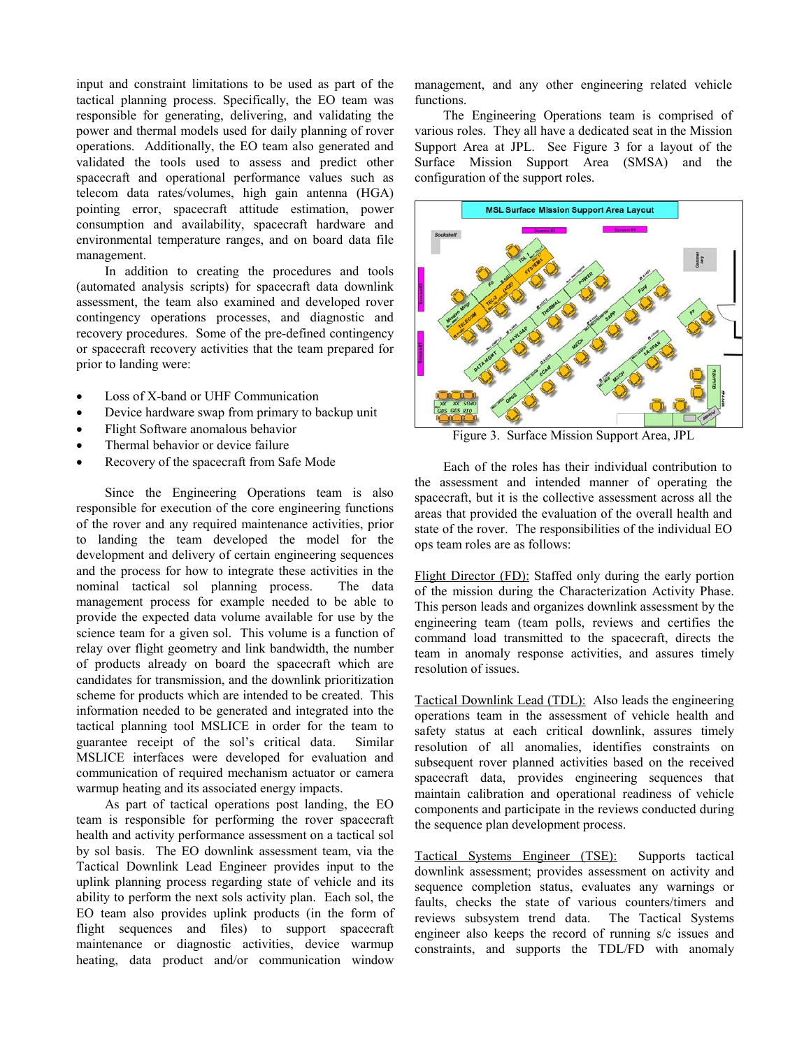input and constraint limitations to be used as part of the tactical planning process. Specifically, the EO team was responsible for generating, delivering, and validating the power and thermal models used for daily planning of rover operations. Additionally, the EO team also generated and validated the tools used to assess and predict other spacecraft and operational performance values such as telecom data rates/volumes, high gain antenna (HGA) pointing error, spacecraft attitude estimation, power consumption and availability, spacecraft hardware and environmental temperature ranges, and on board data file management.

In addition to creating the procedures and tools (automated analysis scripts) for spacecraft data downlink assessment, the team also examined and developed rover contingency operations processes, and diagnostic and recovery procedures. Some of the pre-defined contingency or spacecraft recovery activities that the team prepared for prior to landing were:

- Loss of X-band or UHF Communication
- Device hardware swap from primary to backup unit
- Flight Software anomalous behavior
- Thermal behavior or device failure
- Recovery of the spacecraft from Safe Mode

Since the Engineering Operations team is also responsible for execution of the core engineering functions of the rover and any required maintenance activities, prior to landing the team developed the model for the development and delivery of certain engineering sequences and the process for how to integrate these activities in the nominal tactical planning process. The data management process for example needed to be able to provide the expected data volume available for use by the science team for a given sol. This volume is a function of relay over flight geometry and link bandwidth, the number of products already on board the spacecraft which are candidates for transmission, and the downlink prioritization scheme for products which are intended to be created. This information needed to be generated and integrated into the tactical planning tool MSLICE in order for the team to guarantee receipt of the sol's critical data. Similar MSLICE interfaces were developed for evaluation and communication of required mechanism actuator or camera warmup heating and its associated energy impacts.

As part of tactical operations post landing, the EO team is responsible for performing the rover spacecraft health and activity performance assessment on a tactical sol by sol basis. The EO downlink assessment team, via the Tactical Downlink Lead Engineer provides input to the uplink planning process regarding state of vehicle and its ability to perform the next sols activity plan. Each sol, the EO team also provides uplink products (in the form of flight sequences and files) to support spacecraft maintenance or diagnostic activities, device warmup heating, data product and/or communication window management, and any other engineering related vehicle functions.

The Engineering Operations team is comprised of various roles. They all have a dedicated seat in the Mission Support Area at JPL. See Figure 3 for a layout of the Surface Mission Support Area (SMSA) and the configuration of the support roles.

Figure 3. Surface Mission Support Area, JPL

Each of the roles has their individual contribution to the assessment and intended manner of operating the spacecraft, but it is the collective assessment across all the areas that provided the evaluation of the overall health and state of the rover. The responsibilities of the individual EO ops team roles are as follows:

Flight Director (FD): Staffed only during the early portion of the mission during the Characterization Activity Phase. This person leads and organizes downlink assessment by the engineering team (team polls, reviews and certifies the command load transmitted to the spacecraft, directs the team in anomaly response activities, and assures timely resolution of issues.

Tactical Downlink Lead (TDL): Also leads the engineering operations team in the assessment of vehicle health and safety status at each critical downlink, assures timely resolution of all anomalies, identifies constraints on subsequent rover planned activities based on the received spacecraft data, provides engineering sequences that maintain calibration and operational readiness of vehicle components and participate in the reviews conducted during the sequence plan development process.

Tactical Systems Engineer (TSE): Supports tactical downlink assessment; provides assessment on activity and sequence completion status, evaluates any warnings or faults, checks the state of various counters/timers and reviews subsystem trend data. The Tactical Systems engineer also keeps the record of running s/c issues and constraints, and supports the TDL/FD with anomaly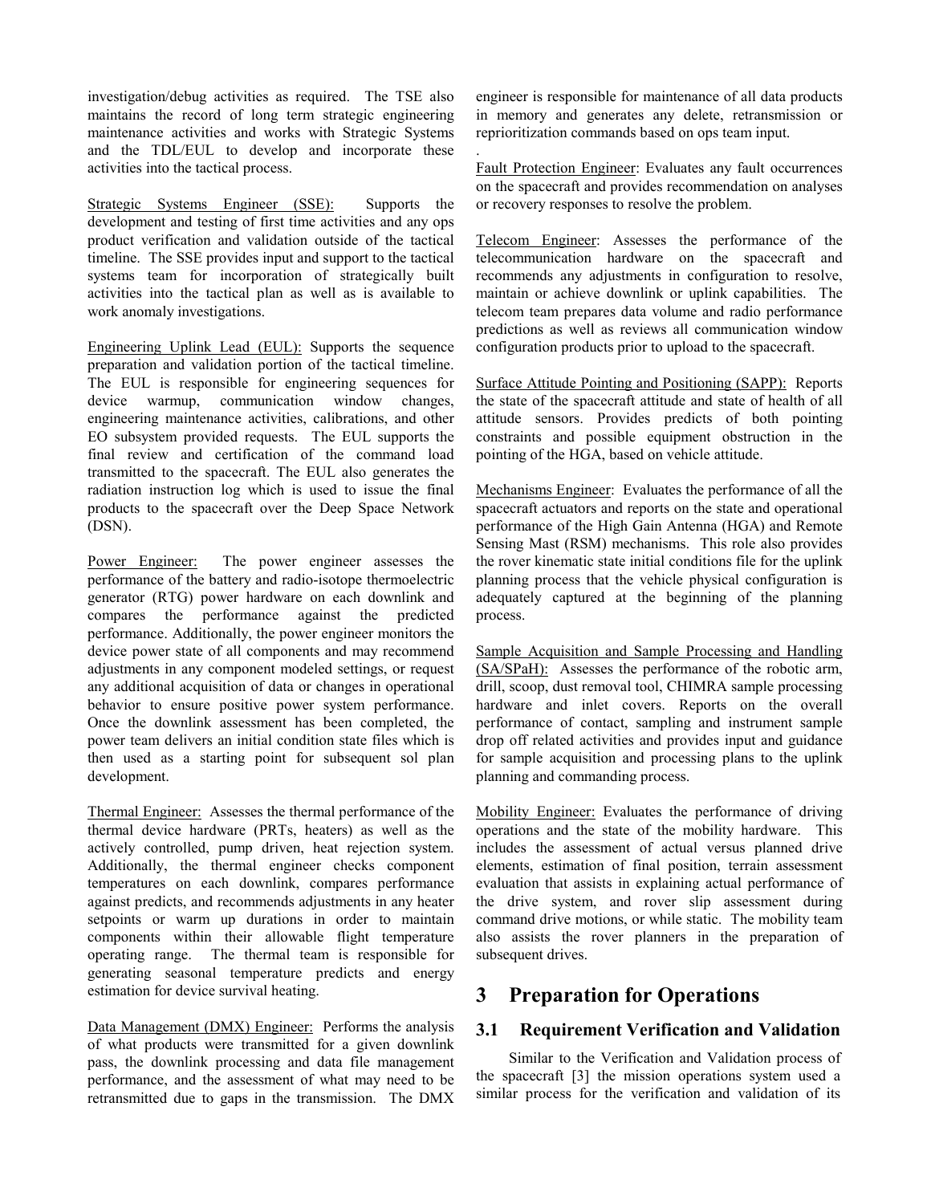investigation/debug activities as required. The TSE also maintains the record of long term strategic engineering maintenance activities and works with Strategic Systems and the TDL/EUL to develop and incorporate these activities into the tactical process.

Strategic Systems Engineer (SSE): Supports the development and testing of first time activities and any ops product verification and validation outside of the tactical timeline. The SSE provides input and support to the tactical systems team for incorporation of strategically built activities into the tactical plan as well as is available to work anomaly investigations.

Engineering Uplink Lead (EUL): Supports the sequence preparation and validation portion of the tactical timeline. The EUL is responsible for engineering sequences for device warmup, communication window changes, engineering maintenance activities, calibrations, and other EO subsystem provided requests. The EUL supports the final review and certification of the command load transmitted to the spacecraft. The EUL also generates the radiation instruction log which is used to issue the final products to the spacecraft over the Deep Space Network (DSN).

Power Engineer: The power engineer assesses the performance of the battery and radio-isotope thermoelectric generator (RTG) power hardware on each downlink and compares the performance against the predicted performance. Additionally, the power engineer monitors the device power state of all components and may recommend adjustments in any component modeled settings, or request any additional acquisition of data or changes in operational behavior to ensure positive power system performance. Once the downlink assessment has been completed, the power team delivers an initial condition state files which is then used as a starting point for subsequent sol plan development.

Thermal Engineer: Assesses the thermal performance of the thermal device hardware (PRTs, heaters) as well as the actively controlled, pump driven, heat rejection system. Additionally, the thermal engineer checks component temperatures on each downlink, compares performance against predicts, and recommends adjustments in any heater setpoints or warm up durations in order to maintain components within their allowable flight temperature operating range. The thermal team is responsible for generating seasonal temperature predicts and energy estimation for device survival heating.

Data Management (DMX) Engineer: Performs the analysis of what products were transmitted for a given downlink pass, the downlink processing and data file management performance, and the assessment of what may need to be retransmitted due to gaps in the transmission. The DMX engineer is responsible for maintenance of all data products in memory and generates any delete, retransmission or reprioritization commands based on ops team input.

.

Fault Protection Engineer: Evaluates any fault occurrences on the spacecraft and provides recommendation on analyses or recovery responses to resolve the problem.

Telecom Engineer: Assesses the performance of the telecommunication hardware on the spacecraft and recommends any adjustments in configuration to resolve, maintain or achieve downlink or uplink capabilities. The telecom team prepares data volume and radio performance predictions as well as reviews all communication window configuration products prior to upload to the spacecraft.

Surface Attitude Pointing and Positioning (SAPP): Reports the state of the spacecraft attitude and state of health of all attitude sensors. Provides predicts of both pointing constraints and possible equipment obstruction in the pointing of the HGA, based on vehicle attitude.

Mechanisms Engineer: Evaluates the performance of all the spacecraft actuators and reports on the state and operational performance of the High Gain Antenna (HGA) and Remote Sensing Mast (RSM) mechanisms. This role also provides the rover kinematic state initial conditions file for the uplink planning process that the vehicle physical configuration is adequately captured at the beginning of the planning process.

Sample Acquisition and Sample Processing and Handling (SA/SPaH): Assesses the performance of the robotic arm, drill, scoop, dust removal tool, CHIMRA sample processing hardware and inlet covers. Reports on the overall performance of contact, sampling and instrument sample drop off related activities and provides input and guidance for sample acquisition and processing plans to the uplink planning and commanding process.

Mobility Engineer: Evaluates the performance of driving operations and the state of the mobility hardware. This includes the assessment of actual versus planned drive elements, estimation of final position, terrain assessment evaluation that assists in explaining actual performance of the drive system, and rover slip assessment during command drive motions, or while static. The mobility team also assists the rover planners in the preparation of subsequent drives.

# 3 Preparation for Operations

## 3.1 Requirement Verification and Validation

Similar to the Verification and Validation process of the spacecraft [3] the mission operations system used a similar process for the verification and validation of its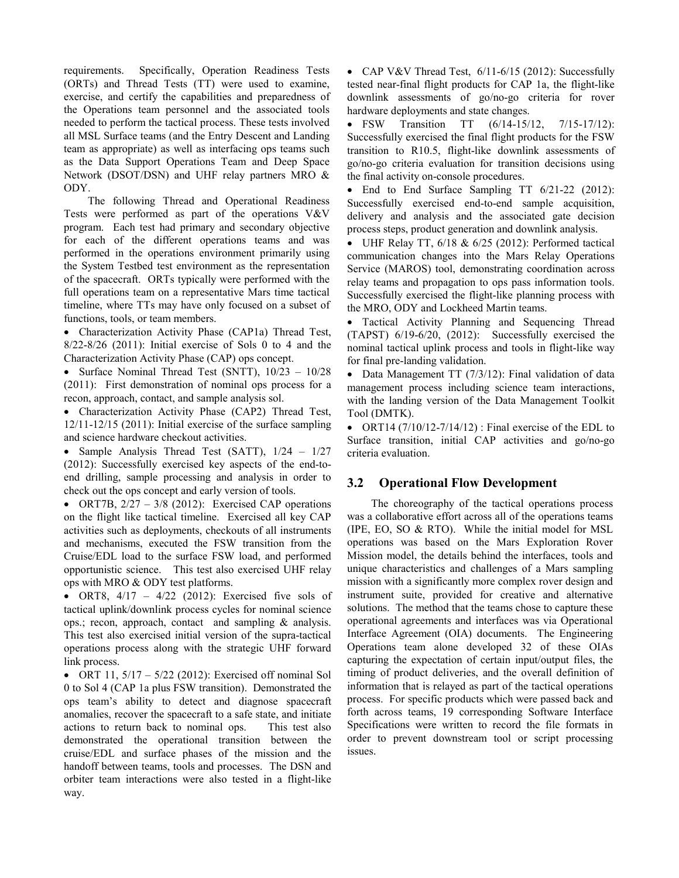requirements. Specifically, Operation Readiness Tests (ORTs) and Thread Tests (TT) were used to examine, exercise, and certify the capabilities and preparedness of the Operations team personnel and the associated tools needed to perform the tactical process. These tests involved all MSL Surface teams (and the Entry Descent and Landing team as appropriate) as well as interfacing ops teams such as the Data Support Operations Team and Deep Space Network (DSOT/DSN) and UHF relay partners MRO & ODY.

The following Thread and Operational Readiness Tests were performed as part of the operations V&V program. Each test had primary and secondary objective for each of the different operations teams and was performed in the operations environment primarily using the System Testbed test environment as the representation of the spacecraft. ORTs typically were performed with the full operations team on a representative Mars time tactical timeline, where TTs may have only focused on a subset of functions, tools, or team members.

- Characterization Activity Phase (CAP1a) Thread Test, 8/22-8/26 (2011): Initial exercise of Sols 0 to 4 and the Characterization Activity Phase (CAP) ops concept.
- Surface Nominal Thread Test (SNTT), 10/23 – 10/28 (2011): First demonstration of nominal ops process for a recon, approach, contact, and sample analysis sol.
- Characterization Activity Phase (CAP2) Thread Test, 12/11-12/15 (2011): Initial exercise of the surface sampling and science hardware checkout activities.
- Sample Analysis Thread Test (SATT), 1/24 – 1/27 (2012): Successfully exercised key aspects of the end-to-end drilling, sample processing and analysis in order to check out the ops concept and early version of tools.
- ORT7B, 2/27 – 3/8 (2012): Exercised CAP operations on the flight like tactical timeline. Exercised all key CAP activities such as deployments, checkouts of all instruments and mechanisms, executed the FSW transition from the Cruise/EDL load to the surface FSW load, and performed opportunistic science. This test also exercised UHF relay ops with MRO & ODY test platforms.
- ORT8, 4/17 – 4/22 (2012): Exercised five sols of tactical uplink/downlink process cycles for nominal science ops.; recon, approach, contact and sampling & analysis. This test also exercised initial version of the supra-tactical operations process along with the strategic UHF forward link process.
- ORT 11, 5/17 – 5/22 (2012): Exercised off nominal Sol 0 to Sol 4 (CAP 1a plus FSW transition). Demonstrated the ops team's ability to detect and diagnose spacecraft anomalies, recover the spacecraft to a safe state, and initiate actions to return back to nominal ops. This test also demonstrated the operational transition between the cruise/EDL and surface phases of the mission and the handoff between teams, tools and processes. The DSN and orbiter team interactions were also tested in a flight-like way.
- CAP V&V Thread Test, 6/11-6/15 (2012): Successfully tested near-final flight products for CAP 1a, the flight-like downlink assessments of go/no-go criteria for rover hardware deployments and state changes.
- FSW Transition TT (6/14-15/12, 7/15-17/12): Successfully exercised the final flight products for the FSW transition to R10.5, flight-like downlink assessments of go/no-go criteria evaluation for transition decisions using the final activity on-console procedures.
- End to End Surface Sampling TT 6/21-22 (2012): Successfully exercised end-to-end sample acquisition, delivery and analysis and the associated gate decision process steps, product generation and downlink analysis.
- UHF Relay TT, 6/18 & 6/25 (2012): Performed tactical communication changes into the Mars Relay Operations Service (MAROS) tool, demonstrating coordination across relay teams and propagation to ops pass information tools. Successfully exercised the flight-like planning process with the MRO, ODY and Lockheed Martin teams.
- Tactical Activity Planning and Sequencing Thread (TAPST) 6/19-6/20, (2012): Successfully exercised the nominal tactical uplink process and tools in flight-like way for final pre-landing validation.
- Data Management TT (7/3/12): Final validation of data management process including science team interactions, with the landing version of the Data Management Toolkit Tool (DMTK).
- ORT14 (7/10/12-7/14/12) : Final exercise of the EDL to Surface transition, initial CAP activities and go/no-go criteria evaluation.

## 3.2 Operational Flow Development

The choreography of the tactical operations process was a collaborative effort across all of the operations teams (IPE, EO, SO & RTO). While the initial model for MSL operations was based on the Mars Exploration Rover Mission model, the details behind the interfaces, tools and unique characteristics and challenges of a Mars sampling mission with a significantly more complex rover design and instrument suite, provided for creative and alternative solutions. The method that the teams chose to capture these operational agreements and interfaces was via Operational Interface Agreement (OIA) documents. The Engineering Operations team alone developed 32 of these OIAs capturing the expectation of certain input/output files, the timing of product deliveries, and the overall definition of information that is relayed as part of the tactical operations process. For specific products which were passed back and forth across teams, 19 corresponding Software Interface Specifications were written to record the file formats in order to prevent downstream tool or script processing issues.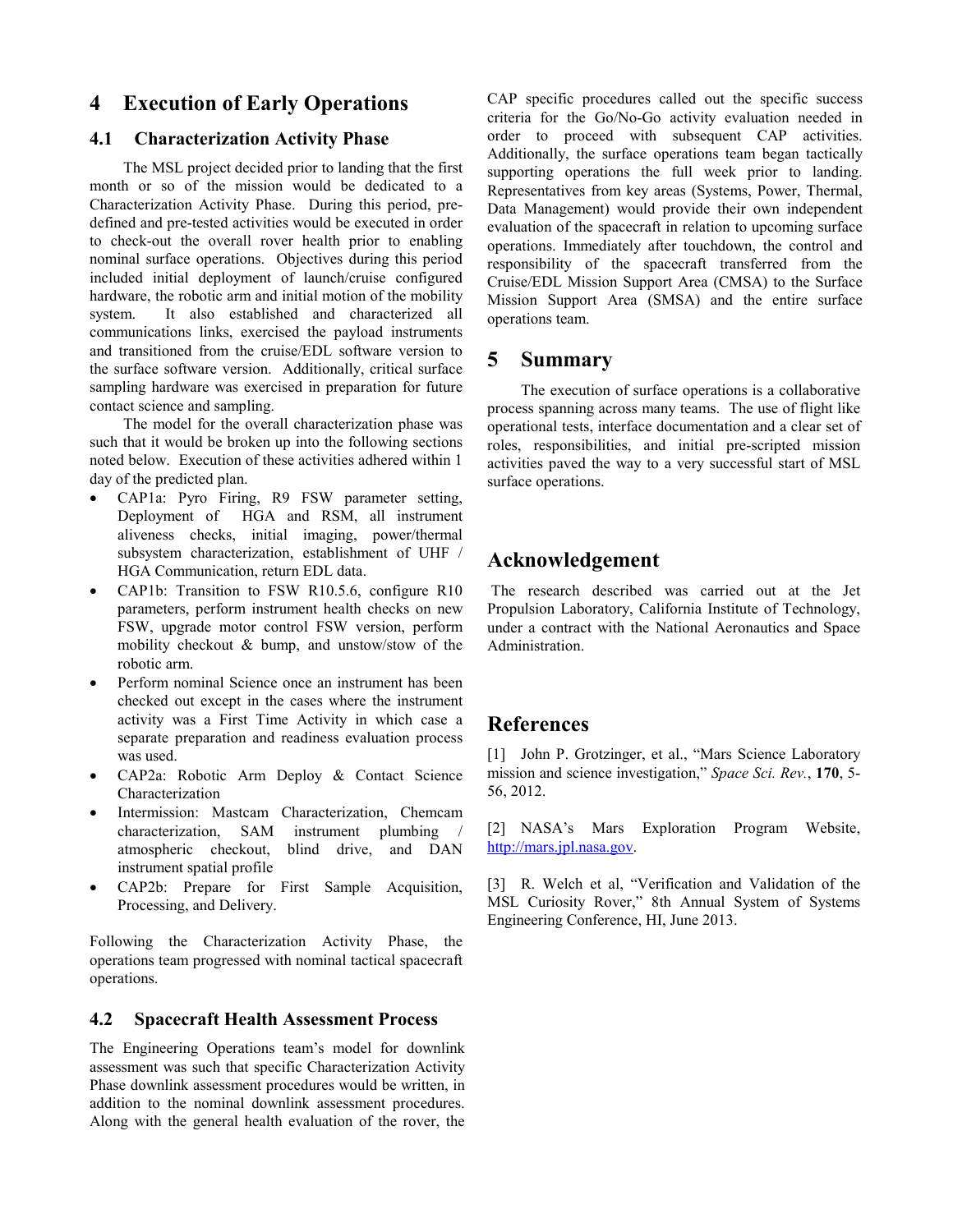# 4 Execution of Early Operations

## 4.1 Characterization Activity Phase

The MSL project decided prior to landing that the first month or so of the mission would be dedicated to a Characterization Activity Phase. During this period, pre-defined and pre-tested activities would be executed in order to check-out the overall rover health prior to enabling nominal surface operations. Objectives during this period included initial deployment of launch/cruise configured hardware, the robotic arm and initial motion of the mobility system. It also established and characterized all communications links, exercised the payload instruments and transitioned from the cruise/EDL software version to the surface software version. Additionally, critical surface sampling hardware was exercised in preparation for future contact science and sampling.

The model for the overall characterization phase was such that it would be broken up into the following sections noted below. Execution of these activities adhered within 1 day of the predicted plan.

- CAP1a: Pyro Firing, R9 FSW parameter setting, Deployment of HGA and RSM, all instrument aliveness checks, initial imaging, power/thermal subsystem characterization, establishment of UHF / HGA Communication, return EDL data.
- CAP1b: Transition to FSW R10.5.6, configure R10 parameters, perform instrument health checks on new FSW, upgrade motor control FSW version, perform mobility checkout & bump, and unstow/stow of the robotic arm.
- Perform nominal Science once an instrument has been checked out except in the cases where the instrument activity was a First Time Activity in which case a separate preparation and readiness evaluation process was used.
- CAP2a: Robotic Arm Deploy & Contact Science Characterization
- Intermission: Mastcam Characterization, Chemcam characterization, SAM instrument plumbing / atmospheric checkout, blind drive, and DAN instrument spatial profile
- CAP2b: Prepare for First Sample Acquisition, Processing, and Delivery.

Following the Characterization Activity Phase, the operations team progressed with nominal tactical spacecraft operations.

## 4.2 Spacecraft Health Assessment Process

The Engineering Operations team's model for downlink assessment was such that specific Characterization Activity Phase downlink assessment procedures would be written, in addition to the nominal downlink assessment procedures. Along with the general health evaluation of the rover, the CAP specific procedures called out the specific success criteria for the Go/No-Go activity evaluation needed in order to proceed with subsequent CAP activities. Additionally, the surface operations team began tactically supporting operations the full week prior to landing. Representatives from key areas (Systems, Power, Thermal, Data Management) would provide their own independent evaluation of the spacecraft in relation to upcoming surface operations. Immediately after touchdown, the control and responsibility of the spacecraft transferred from the Cruise/EDL Mission Support Area (CMSA) to the Surface Mission Support Area (SMSA) and the entire surface operations team.

# 5 Summary

The execution of surface operations is a collaborative process spanning across many teams. The use of flight like operational tests, interface documentation and a clear set of roles, responsibilities, and initial pre-scripted mission activities paved the way to a very successful start of MSL surface operations.

# Acknowledgement

The research described was carried out at the Jet Propulsion Laboratory, California Institute of Technology, under a contract with the National Aeronautics and Space Administration.

# References

[1] John P. Grotzinger, et al., "Mars Science Laboratory mission and science investigation," *Space Sci. Rev.*, **170**, 5-56, 2012.

[2] NASA's Mars Exploration Program Website, http://mars.jpl.nasa.gov.

[3] R. Welch et al, "Verification and Validation of the MSL Curiosity Rover," 8th Annual System of Systems Engineering Conference, HI, June 2013.